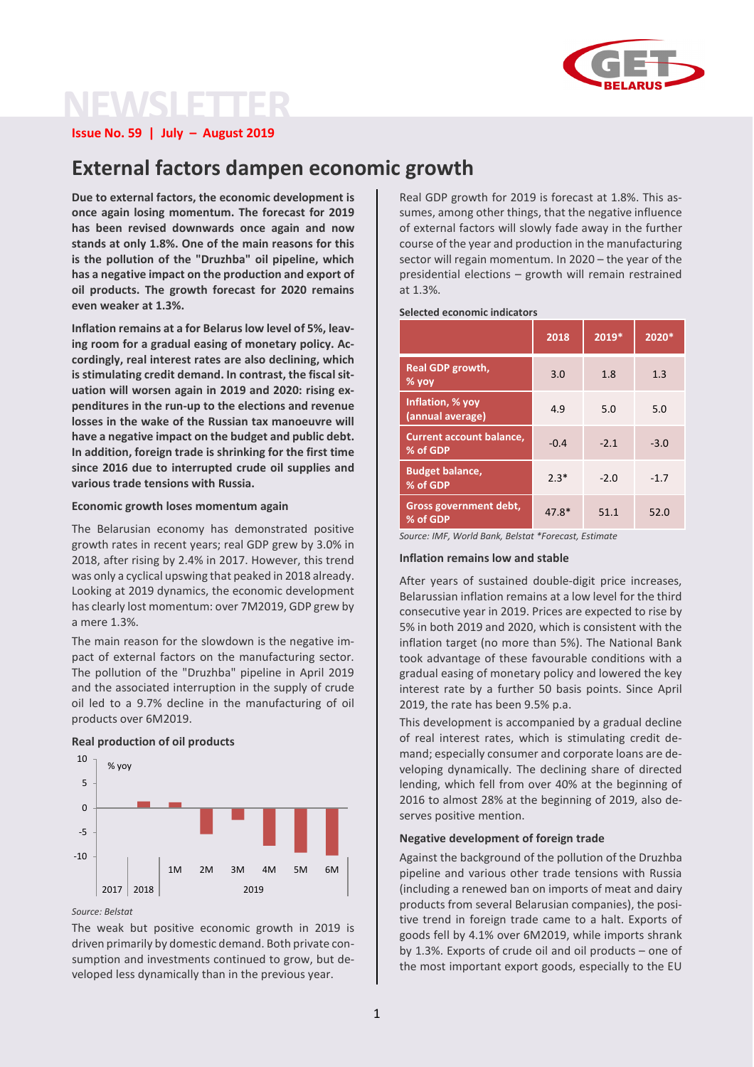# NEWSLETTER

**Issue No. 59 | July – August 2019**

## External factors dampen economic growth

**Due to external factors, the economic development is once again losing momentum. The forecast for 2019 has been revised downwards once again and now stands at only 1.8%. One of the main reasons for this is the pollution of the "Druzhba" oil pipeline, which has a negative impact on the production and export of oil products. The growth forecast for 2020 remains even weaker at 1.3%.**

**Inflation remains at a for Belarus low level of 5%, leaving room for a gradual easing of monetary policy. Accordingly, real interest rates are also declining, which is stimulating credit demand. In contrast, the fiscal situation will worsen again in 2019 and 2020: rising expenditures in the run-up to the elections and revenue losses in the wake of the Russian tax manoeuvre will have a negative impact on the budget and public debt. In addition, foreign trade is shrinking for the first time since 2016 due to interrupted crude oil supplies and various trade tensions with Russia.**

### Economic growth loses momentum again

The Belarusian economy has demonstrated positive growth rates in recent years; real GDP grew by 3.0% in 2018, after rising by 2.4% in 2017. However, this trend was only a cyclical upswing that peaked in 2018 already. Looking at 2019 dynamics, the economic development has clearly lost momentum: over 7M2019, GDP grew by a mere 1.3%.

The main reason for the slowdown is the negative impact of external factors on the manufacturing sector. The pollution of the "Druzhba" pipeline in April 2019 and the associated interruption in the supply of crude oil led to a 9.7% decline in the manufacturing of oil products over 6M2019.

**Real production of oil products**

*Source: Belstat*

The weak but positive economic growth in 2019 is driven primarily by domestic demand. Both private consumption and investments continued to grow, but developed less dynamically than in the previous year.

Real GDP growth for 2019 is forecast at 1.8%. This assumes, among other things, that the negative influence of external factors will slowly fade away in the further course of the year and production in the manufacturing sector will regain momentum. In 2020 – the year of the presidential elections – growth will remain restrained at 1.3%.

**Selected economic indicators**

| | 2018 | 2019* | 2020* |
|---|---|---|---|
| Real GDP growth, % yoy | 3.0 | 1.8 | 1.3 |
| Inflation, % yoy (annual average) | 4.9 | 5.0 | 5.0 |
| Current account balance, % of GDP | -0.4 | -2.1 | -3.0 |
| Budget balance, % of GDP | 2.3* | -2.0 | -1.7 |
| Gross government debt, % of GDP | 47.8* | 51.1 | 52.0 |

*Source: IMF, World Bank, Belstat \*Forecast, Estimate*

### Inflation remains low and stable

After years of sustained double-digit price increases, Belarussian inflation remains at a low level for the third consecutive year in 2019. Prices are expected to rise by 5% in both 2019 and 2020, which is consistent with the inflation target (no more than 5%). The National Bank took advantage of these favourable conditions with a gradual easing of monetary policy and lowered the key interest rate by a further 50 basis points. Since April 2019, the rate has been 9.5% p.a.

This development is accompanied by a gradual decline of real interest rates, which is stimulating credit demand; especially consumer and corporate loans are developing dynamically. The declining share of directed lending, which fell from over 40% at the beginning of 2016 to almost 28% at the beginning of 2019, also deserves positive mention.

### Negative development of foreign trade

Against the background of the pollution of the Druzhba pipeline and various other trade tensions with Russia (including a renewed ban on imports of meat and dairy products from several Belarusian companies), the positive trend in foreign trade came to a halt. Exports of goods fell by 4.1% over 6M2019, while imports shrank by 1.3%. Exports of crude oil and oil products – one of the most important export goods, especially to the EU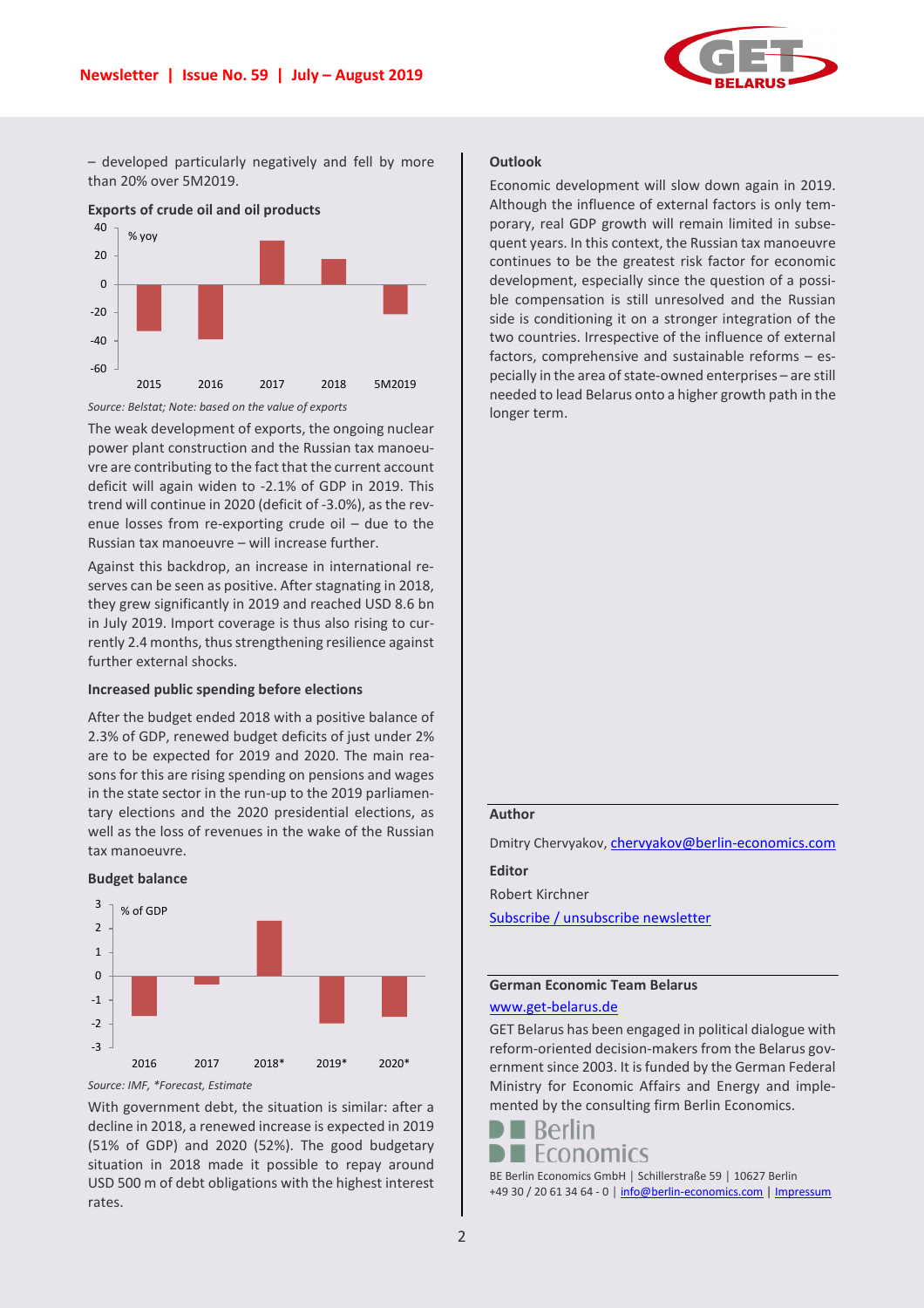– developed particularly negatively and fell by more than 20% over 5M2019.

**Exports of crude oil and oil products**

% yoy

40
20
0
-20
-40
-60

2015 2016 2017 2018 5M2019

*Source: Belstat; Note: based on the value of exports*

The weak development of exports, the ongoing nuclear power plant construction and the Russian tax manoeuvre are contributing to the fact that the current account deficit will again widen to -2.1% of GDP in 2019. This trend will continue in 2020 (deficit of -3.0%), as the revenue losses from re-exporting crude oil – due to the Russian tax manoeuvre – will increase further.

Against this backdrop, an increase in international reserves can be seen as positive. After stagnating in 2018, they grew significantly in 2019 and reached USD 8.6 bn in July 2019. Import coverage is thus also rising to currently 2.4 months, thus strengthening resilience against further external shocks.

### Increased public spending before elections

After the budget ended 2018 with a positive balance of 2.3% of GDP, renewed budget deficits of just under 2% are to be expected for 2019 and 2020. The main reasons for this are rising spending on pensions and wages in the state sector in the run-up to the 2019 parliamentary elections and the 2020 presidential elections, as well as the loss of revenues in the wake of the Russian tax manoeuvre.

**Budget balance**

% of GDP

3
2
1
0
-1
-2
-3

2016 2017 2018* 2019* 2020*

*Source: IMF, \*Forecast, Estimate*

With government debt, the situation is similar: after a decline in 2018, a renewed increase is expected in 2019 (51% of GDP) and 2020 (52%). The good budgetary situation in 2018 made it possible to repay around USD 500 m of debt obligations with the highest interest rates.

### Outlook

Economic development will slow down again in 2019. Although the influence of external factors is only temporary, real GDP growth will remain limited in subsequent years. In this context, the Russian tax manoeuvre continues to be the greatest risk factor for economic development, especially since the question of a possible compensation is still unresolved and the Russian side is conditioning it on a stronger integration of the two countries. Irrespective of the influence of external factors, comprehensive and sustainable reforms – especially in the area of state-owned enterprises – are still needed to lead Belarus onto a higher growth path in the longer term.

**Author**

Dmitry Chervyakov, chervyakov@berlin-economics.com

**Editor**

Robert Kirchner

Subscribe / unsubscribe newsletter

**German Economic Team Belarus**

www.get-belarus.de

GET Belarus has been engaged in political dialogue with reform-oriented decision-makers from the Belarus government since 2003. It is funded by the German Federal Ministry for Economic Affairs and Energy and implemented by the consulting firm Berlin Economics.

Berlin Economics

BE Berlin Economics GmbH | Schillerstraße 59 | 10627 Berlin
+49 30 / 20 61 34 64 - 0 | info@berlin-economics.com | Impressum